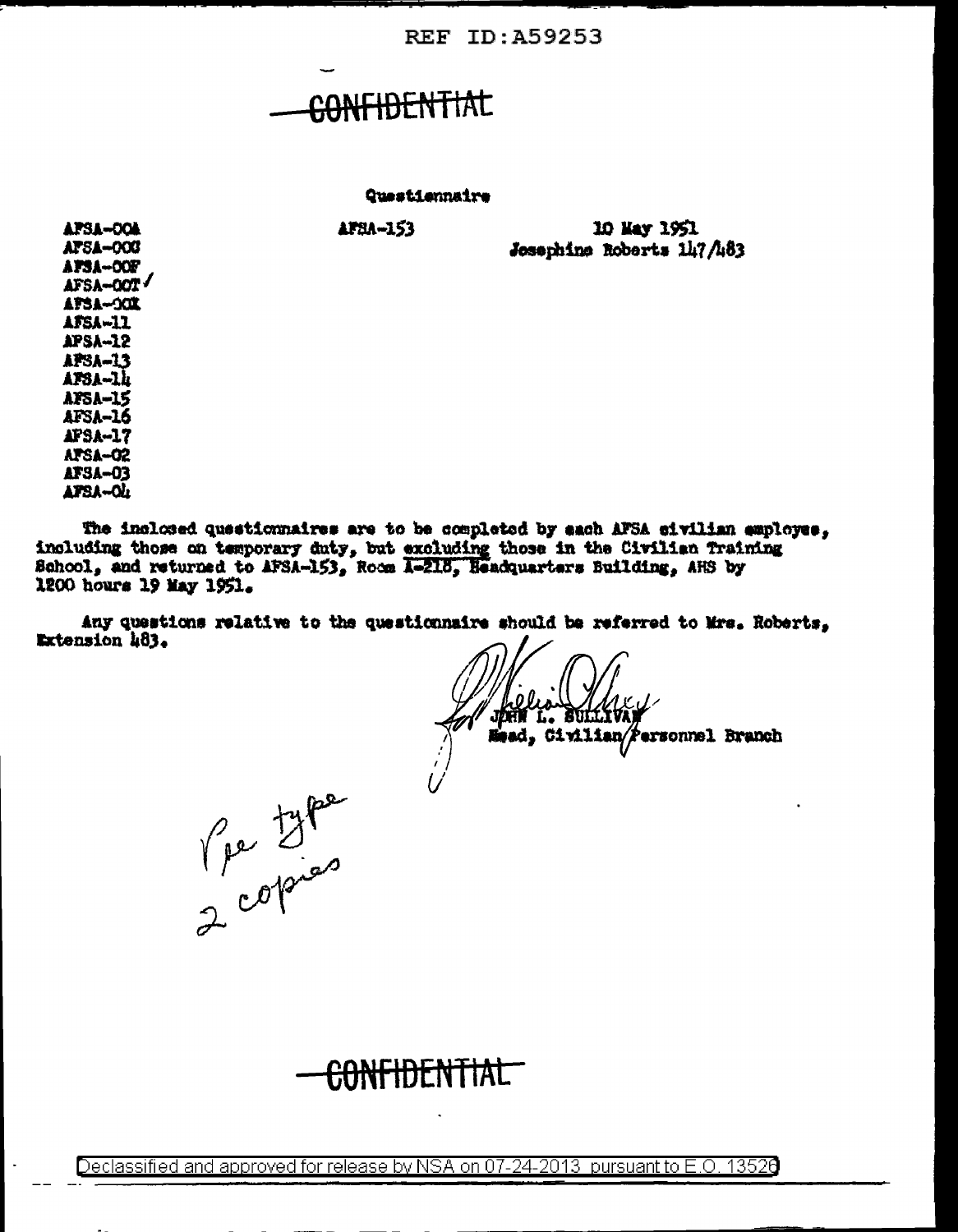REF ID:A59253

CONFIDENTIAL

Questionnaire

AFSA-OOA
AFSA-OOC
AFSA-OOF
AFSA-OOT ✓
AFSA-OOX
AFSA-11
AFSA-12
AFSA-13
AFSA-14
AFSA-15
AFSA-16
AFSA-17
AFSA-02
AFSA-03
AFSA-04

AFSA-153

10 May 1951
Josephine Roberts 147/483

The inclosed questionnaires are to be completed by each AFSA civilian employee, including those on temporary duty, but excluding those in the Civilian Training School, and returned to AFSA-153, Room A-218, Headquarters Building, AHS by 1200 hours 19 May 1951.

Any questions relative to the questionnaire should be referred to Mrs. Roberts, Extension 483.

JOHN L. SULLIVAN
Head, Civilian Personnel Branch

Re type
2 copies

CONFIDENTIAL

Declassified and approved for release by NSA on 07-24-2013 pursuant to E.O. 13526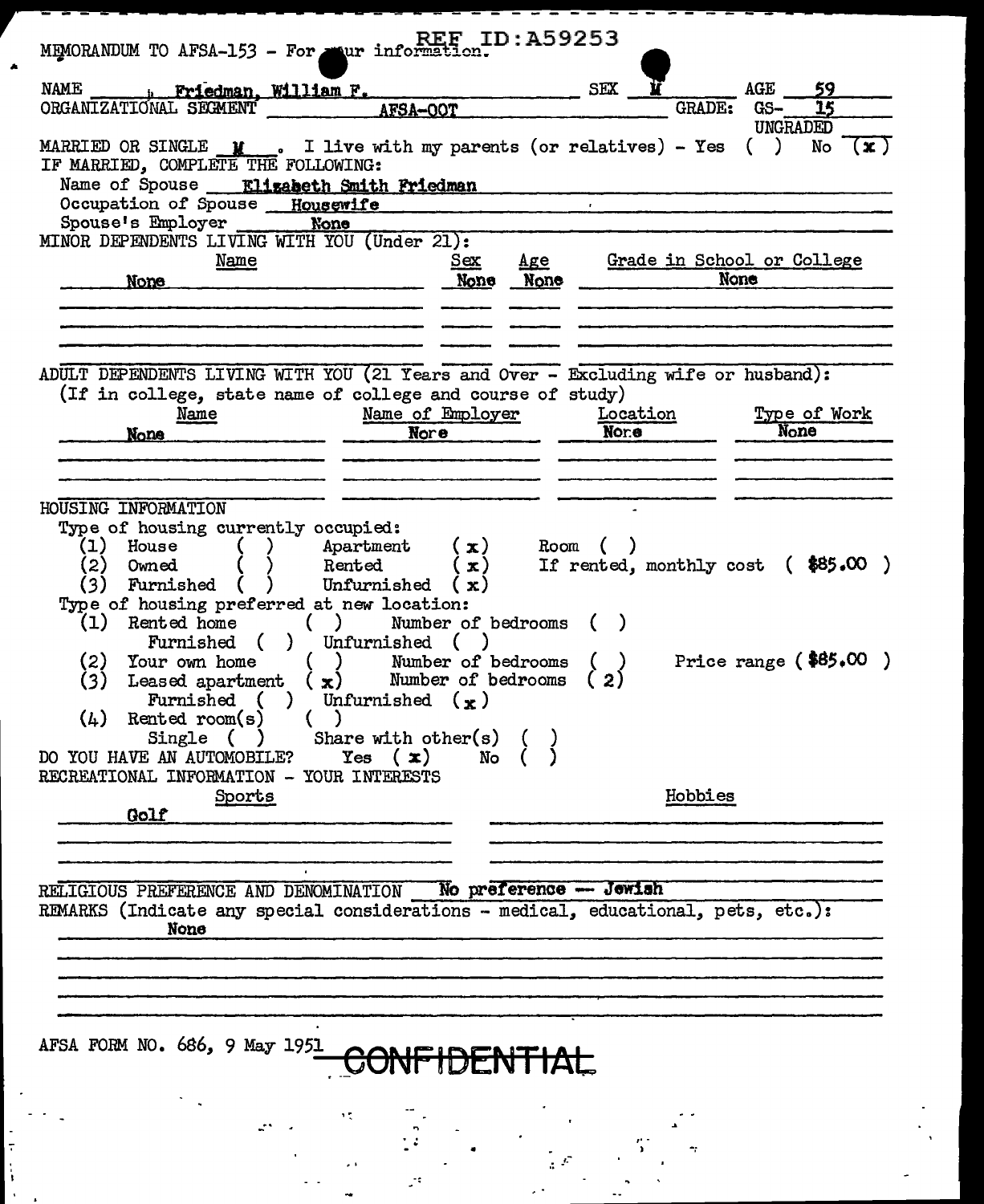REF ID:A59253

MEMORANDUM TO AFSA-153 - For your information.

NAME Friedman, William F. SEX M AGE 59

ORGANIZATIONAL SEGMENT AFSA-OOT GRADE: GS- 15 UNGRADED

MARRIED OR SINGLE M . I live with my parents (or relatives) - Yes ( ) No (x)

IF MARRIED, COMPLETE THE FOLLOWING:

Name of Spouse Elizabeth Smith Friedman

Occupation of Spouse Housewife

Spouse's Employer None

MINOR DEPENDENTS LIVING WITH YOU (Under 21):

| Name | Sex | Age | Grade in School or College |
|---|---|---|---|
| None | None | None | None |

ADULT DEPENDENTS LIVING WITH YOU (21 Years and Over - Excluding wife or husband):
(If in college, state name of college and course of study)

| Name | Name of Employer | Location | Type of Work |
|---|---|---|---|
| None | None | None | None |

HOUSING INFORMATION

Type of housing currently occupied:

(1) House ( ) Apartment (x) Room ( )

(2) Owned ( ) Rented (x) If rented, monthly cost ( $85.00 )

(3) Furnished ( ) Unfurnished (x)

Type of housing preferred at new location:

(1) Rented home ( ) Number of bedrooms ( )
Furnished ( ) Unfurnished ( )

(2) Your own home ( ) Number of bedrooms ( ) Price range ($85.00 )

(3) Leased apartment (x) Number of bedrooms (2)
Furnished ( ) Unfurnished (x)

(4) Rented room(s) ( )
Single ( ) Share with other(s) ( )

DO YOU HAVE AN AUTOMOBILE? Yes (x) No ( )

RECREATIONAL INFORMATION - YOUR INTERESTS

| Sports | Hobbies |
|---|---|
| Golf | |

RELIGIOUS PREFERENCE AND DENOMINATION No preference — Jewish

REMARKS (Indicate any special considerations - medical, educational, pets, etc.):
None

AFSA FORM NO. 686, 9 May 1951 CONFIDENTIAL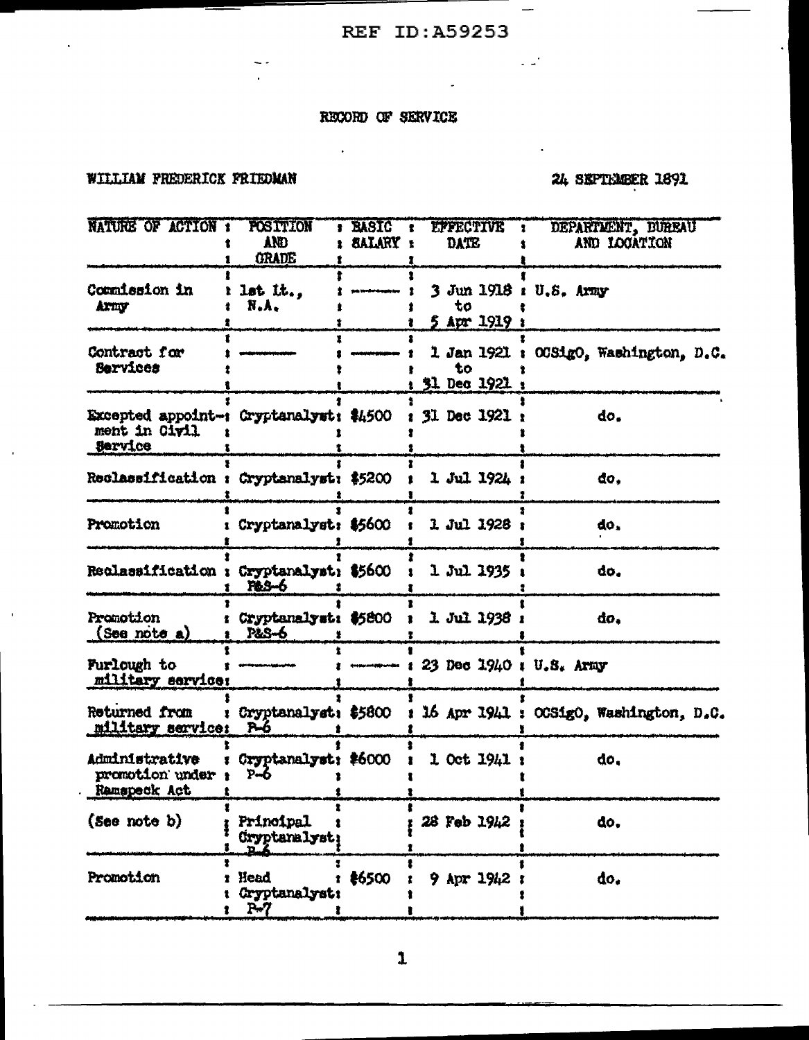REF ID:A59253

# RECORD OF SERVICE

WILLIAM FREDERICK FRIEDMAN

24 SEPTEMBER 1891

| NATURE OF ACTION | POSITION AND GRADE | BASIC SALARY | EFFECTIVE DATE | DEPARTMENT, BUREAU AND LOCATION |
|---|---|---|---|---|
| Commission in Army | 1st Lt., N.A. | ------- | 3 Jun 1918 to 5 Apr 1919 | U.S. Army |
| Contract for Services | ------- | ------- | 1 Jan 1921 to 31 Dec 1921 | OCSigO, Washington, D.C. |
| Excepted appointment in Civil Service | Cryptanalyst | $4500 | 31 Dec 1921 | do. |
| Reclassification | Cryptanalyst | $5200 | 1 Jul 1924 | do. |
| Promotion | Cryptanalyst | $5600 | 1 Jul 1928 | do. |
| Reclassification | Cryptanalyst P&S-6 | $5600 | 1 Jul 1935 | do. |
| Promotion (See note a) | Cryptanalyst P&S-6 | $5800 | 1 Jul 1938 | do. |
| Furlough to military service | ------- | ------- | 23 Dec 1940 | U.S. Army |
| Returned from military service | Cryptanalyst P-6 | $5800 | 16 Apr 1941 | OCSigO, Washington, D.C. |
| Administrative promotion under Ramspeck Act | Cryptanalyst P-6 | $6000 | 1 Oct 1941 | do. |
| (See note b) | Principal Cryptanalyst P-6 | | 28 Feb 1942 | do. |
| Promotion | Head Cryptanalyst P-7 | $6500 | 9 Apr 1942 | do. |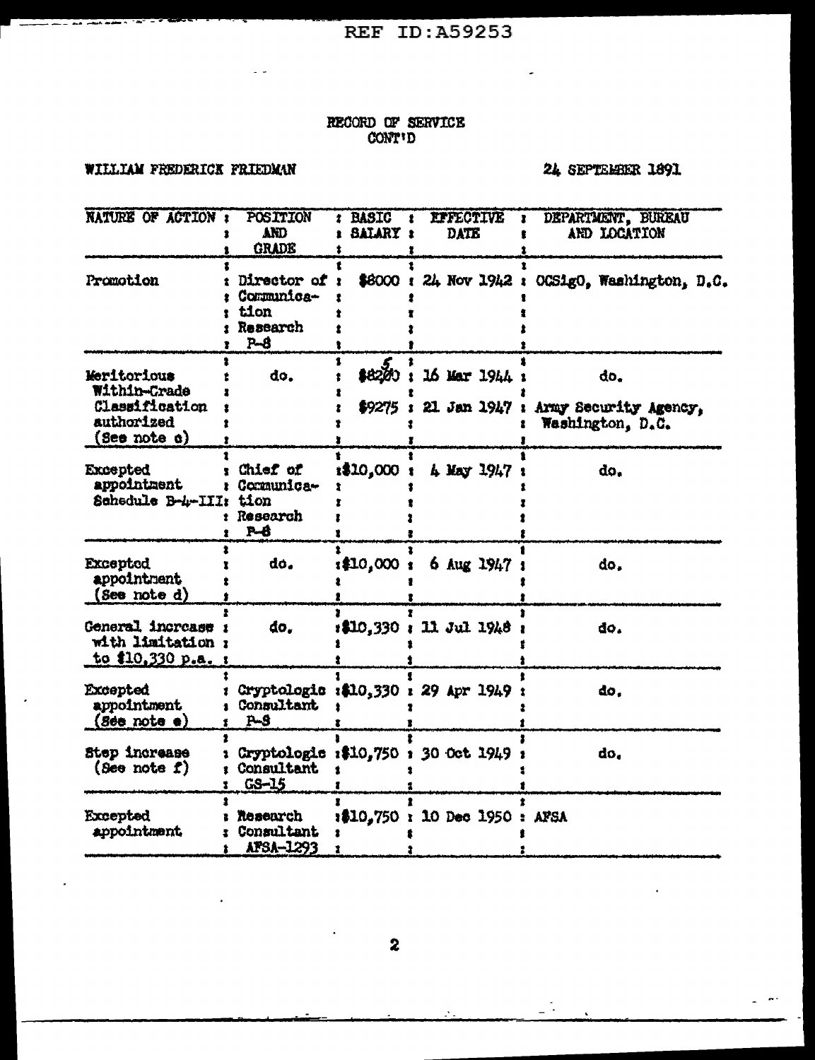REF ID:A59253

RECORD OF SERVICE
CONT'D

WILLIAM FREDERICK FRIEDMAN

24 SEPTEMBER 1891

| NATURE OF ACTION | POSITION AND GRADE | BASIC SALARY | EFFECTIVE DATE | DEPARTMENT, BUREAU AND LOCATION |
|---|---|---|---|---|
| Promotion | Director of Communication Research P-8 | $8000 | 24 Nov 1942 | OCSigO, Washington, D.C. |
| Meritorious Within-Grade Classification authorized (See note c) | do. | $8250 | 16 Mar 1944 | do. |
| | | $9275 | 21 Jan 1947 | Army Security Agency, Washington, D.C. |
| Excepted appointment Schedule B-4-III | Chief of Communication Research P-8 | $10,000 | 4 May 1947 | do. |
| Excepted appointment (See note d) | do. | $10,000 | 6 Aug 1947 | do. |
| General increase with limitation to $10,330 p.a. | do. | $10,330 | 11 Jul 1948 | do. |
| Excepted appointment (See note e) | Cryptologic Consultant P-8 | $10,330 | 29 Apr 1949 | do. |
| Step increase (See note f) | Cryptologic Consultant GS-15 | $10,750 | 30 Oct 1949 | do. |
| Excepted appointment | Research Consultant AFSA-1293 | $10,750 | 10 Dec 1950 | AFSA |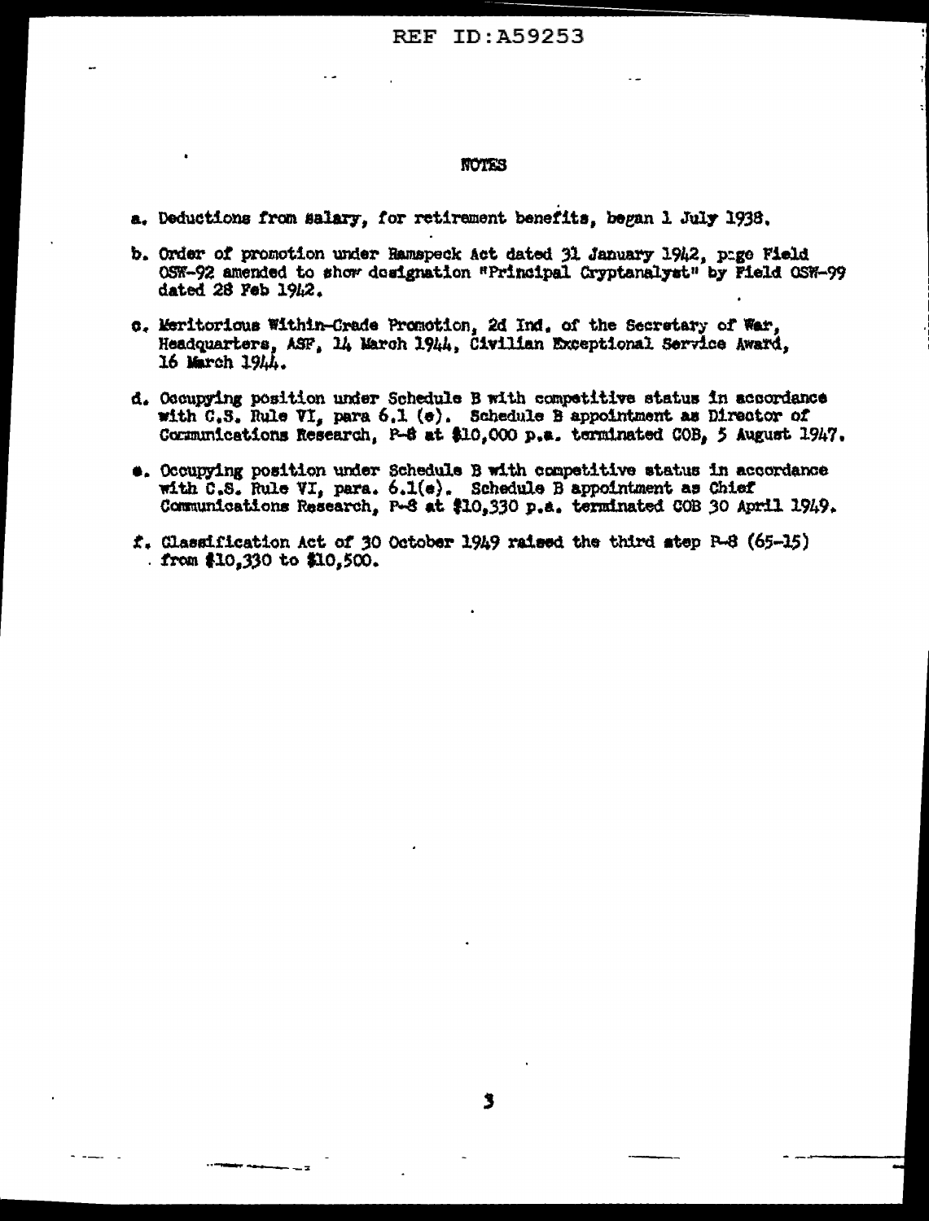REF ID:A59253

## NOTES

a. Deductions from salary, for retirement benefits, began 1 July 1938.

b. Order of promotion under Ramspeck Act dated 31 January 1942, page Field OSW-92 amended to show designation "Principal Cryptanalyst" by Field OSW-99 dated 28 Feb 1942.

c. Meritorious Within-Grade Promotion, 2d Ind. of the Secretary of War, Headquarters, ASF, 14 March 1944, Civilian Exceptional Service Award, 16 March 1944.

d. Occupying position under Schedule B with competitive status in accordance with C.S. Rule VI, para 6.1 (e). Schedule B appointment as Director of Communications Research, P-8 at $10,000 p.a. terminated COB, 5 August 1947.

e. Occupying position under Schedule B with competitive status in accordance with C.S. Rule VI, para. 6.1(e). Schedule B appointment as Chief Communications Research, P-8 at $10,330 p.a. terminated COB 30 April 1949.

f. Classification Act of 30 October 1949 raised the third step P-8 (65-15) from $10,330 to $10,500.